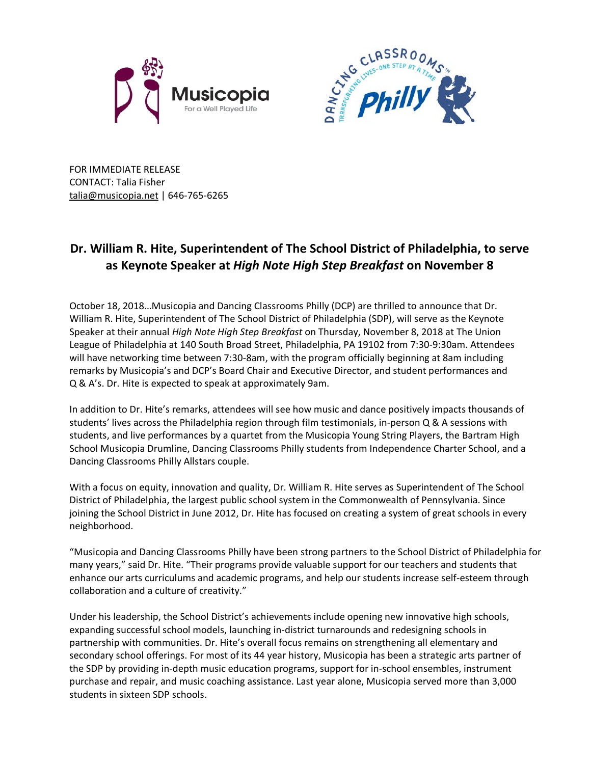FOR IMMEDIATE RELEASE
CONTACT: Talia Fisher
talia@musicopia.net | 646-765-6265

# Dr. William R. Hite, Superintendent of The School District of Philadelphia, to serve as Keynote Speaker at *High Note High Step Breakfast* on November 8

October 18, 2018…Musicopia and Dancing Classrooms Philly (DCP) are thrilled to announce that Dr. William R. Hite, Superintendent of The School District of Philadelphia (SDP), will serve as the Keynote Speaker at their annual *High Note High Step Breakfast* on Thursday, November 8, 2018 at The Union League of Philadelphia at 140 South Broad Street, Philadelphia, PA 19102 from 7:30-9:30am. Attendees will have networking time between 7:30-8am, with the program officially beginning at 8am including remarks by Musicopia's and DCP's Board Chair and Executive Director, and student performances and Q & A's. Dr. Hite is expected to speak at approximately 9am.

In addition to Dr. Hite's remarks, attendees will see how music and dance positively impacts thousands of students' lives across the Philadelphia region through film testimonials, in-person Q & A sessions with students, and live performances by a quartet from the Musicopia Young String Players, the Bartram High School Musicopia Drumline, Dancing Classrooms Philly students from Independence Charter School, and a Dancing Classrooms Philly Allstars couple.

With a focus on equity, innovation and quality, Dr. William R. Hite serves as Superintendent of The School District of Philadelphia, the largest public school system in the Commonwealth of Pennsylvania. Since joining the School District in June 2012, Dr. Hite has focused on creating a system of great schools in every neighborhood.

"Musicopia and Dancing Classrooms Philly have been strong partners to the School District of Philadelphia for many years," said Dr. Hite. "Their programs provide valuable support for our teachers and students that enhance our arts curriculums and academic programs, and help our students increase self-esteem through collaboration and a culture of creativity."

Under his leadership, the School District's achievements include opening new innovative high schools, expanding successful school models, launching in-district turnarounds and redesigning schools in partnership with communities. Dr. Hite's overall focus remains on strengthening all elementary and secondary school offerings. For most of its 44 year history, Musicopia has been a strategic arts partner of the SDP by providing in-depth music education programs, support for in-school ensembles, instrument purchase and repair, and music coaching assistance. Last year alone, Musicopia served more than 3,000 students in sixteen SDP schools.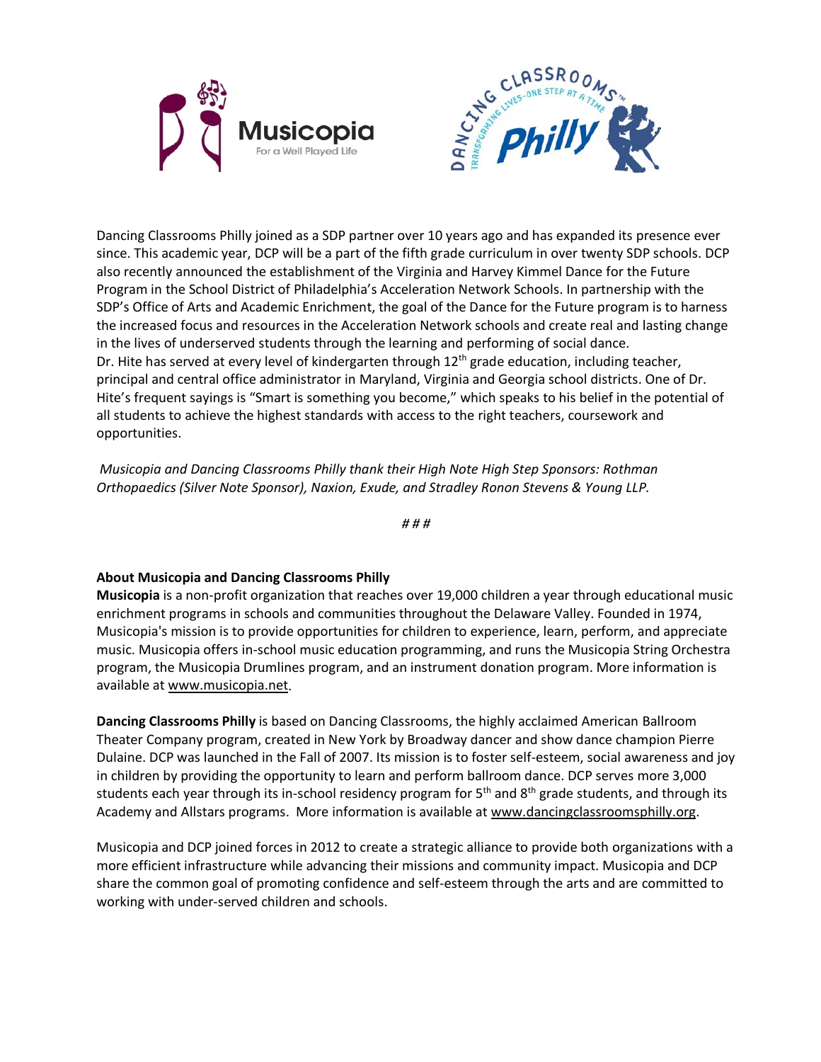Dancing Classrooms Philly joined as a SDP partner over 10 years ago and has expanded its presence ever since. This academic year, DCP will be a part of the fifth grade curriculum in over twenty SDP schools. DCP also recently announced the establishment of the Virginia and Harvey Kimmel Dance for the Future Program in the School District of Philadelphia's Acceleration Network Schools. In partnership with the SDP's Office of Arts and Academic Enrichment, the goal of the Dance for the Future program is to harness the increased focus and resources in the Acceleration Network schools and create real and lasting change in the lives of underserved students through the learning and performing of social dance.
Dr. Hite has served at every level of kindergarten through 12th grade education, including teacher, principal and central office administrator in Maryland, Virginia and Georgia school districts. One of Dr. Hite's frequent sayings is "Smart is something you become," which speaks to his belief in the potential of all students to achieve the highest standards with access to the right teachers, coursework and opportunities.

*Musicopia and Dancing Classrooms Philly thank their High Note High Step Sponsors: Rothman Orthopaedics (Silver Note Sponsor), Naxion, Exude, and Stradley Ronon Stevens & Young LLP.*

*# # #*

**About Musicopia and Dancing Classrooms Philly**

**Musicopia** is a non-profit organization that reaches over 19,000 children a year through educational music enrichment programs in schools and communities throughout the Delaware Valley. Founded in 1974, Musicopia's mission is to provide opportunities for children to experience, learn, perform, and appreciate music. Musicopia offers in-school music education programming, and runs the Musicopia String Orchestra program, the Musicopia Drumlines program, and an instrument donation program. More information is available at www.musicopia.net.

**Dancing Classrooms Philly** is based on Dancing Classrooms, the highly acclaimed American Ballroom Theater Company program, created in New York by Broadway dancer and show dance champion Pierre Dulaine. DCP was launched in the Fall of 2007. Its mission is to foster self-esteem, social awareness and joy in children by providing the opportunity to learn and perform ballroom dance. DCP serves more 3,000 students each year through its in-school residency program for 5th and 8th grade students, and through its Academy and Allstars programs. More information is available at www.dancingclassroomsphilly.org.

Musicopia and DCP joined forces in 2012 to create a strategic alliance to provide both organizations with a more efficient infrastructure while advancing their missions and community impact. Musicopia and DCP share the common goal of promoting confidence and self-esteem through the arts and are committed to working with under-served children and schools.